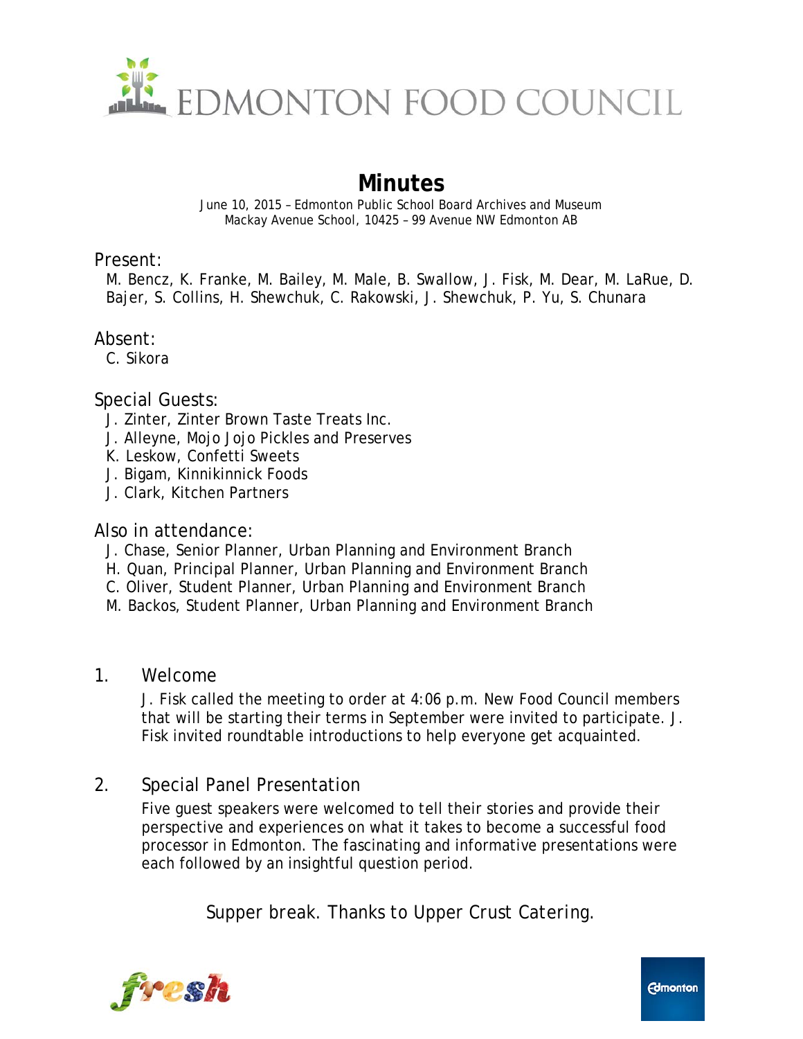EDMONTON FOOD COUNCIL

# Minutes

June 10, 2015 – Edmonton Public School Board Archives and Museum
Mackay Avenue School, 10425 – 99 Avenue NW Edmonton AB

## Present:

M. Bencz, K. Franke, M. Bailey, M. Male, B. Swallow, J. Fisk, M. Dear, M. LaRue, D. Bajer, S. Collins, H. Shewchuk, C. Rakowski, J. Shewchuk, P. Yu, S. Chunara

## Absent:

C. Sikora

## Special Guests:

J. Zinter, Zinter Brown Taste Treats Inc.
J. Alleyne, Mojo Jojo Pickles and Preserves
K. Leskow, Confetti Sweets
J. Bigam, Kinnikinnick Foods
J. Clark, Kitchen Partners

## Also in attendance:

J. Chase, Senior Planner, Urban Planning and Environment Branch
H. Quan, Principal Planner, Urban Planning and Environment Branch
C. Oliver, Student Planner, Urban Planning and Environment Branch
M. Backos, Student Planner, Urban Planning and Environment Branch

## 1. Welcome

J. Fisk called the meeting to order at 4:06 p.m. New Food Council members that will be starting their terms in September were invited to participate. J. Fisk invited roundtable introductions to help everyone get acquainted.

## 2. Special Panel Presentation

Five guest speakers were welcomed to tell their stories and provide their perspective and experiences on what it takes to become a successful food processor in Edmonton. The fascinating and informative presentations were each followed by an insightful question period.

Supper break. Thanks to Upper Crust Catering.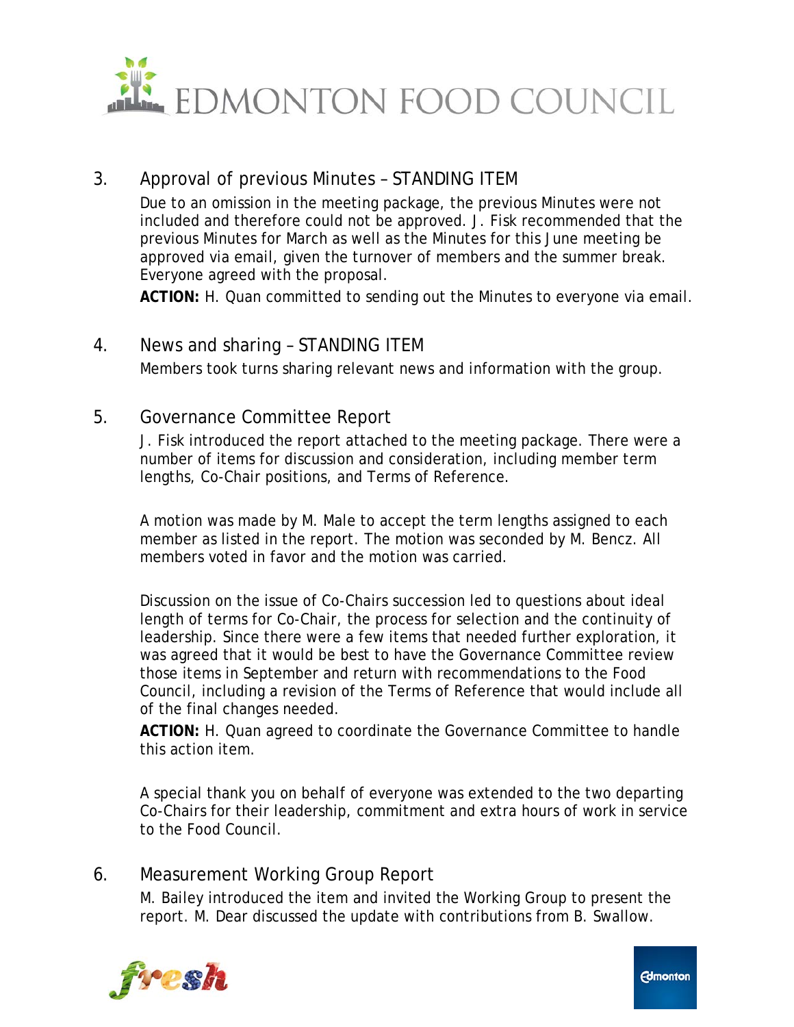## 3. Approval of previous Minutes – STANDING ITEM

Due to an omission in the meeting package, the previous Minutes were not included and therefore could not be approved. J. Fisk recommended that the previous Minutes for March as well as the Minutes for this June meeting be approved via email, given the turnover of members and the summer break. Everyone agreed with the proposal.

**ACTION:** H. Quan committed to sending out the Minutes to everyone via email.

## 4. News and sharing – STANDING ITEM

Members took turns sharing relevant news and information with the group.

## 5. Governance Committee Report

J. Fisk introduced the report attached to the meeting package. There were a number of items for discussion and consideration, including member term lengths, Co-Chair positions, and Terms of Reference.

A motion was made by M. Male to accept the term lengths assigned to each member as listed in the report. The motion was seconded by M. Bencz. All members voted in favor and the motion was carried.

Discussion on the issue of Co-Chairs succession led to questions about ideal length of terms for Co-Chair, the process for selection and the continuity of leadership. Since there were a few items that needed further exploration, it was agreed that it would be best to have the Governance Committee review those items in September and return with recommendations to the Food Council, including a revision of the Terms of Reference that would include all of the final changes needed.

**ACTION:** H. Quan agreed to coordinate the Governance Committee to handle this action item.

A special thank you on behalf of everyone was extended to the two departing Co-Chairs for their leadership, commitment and extra hours of work in service to the Food Council.

## 6. Measurement Working Group Report

M. Bailey introduced the item and invited the Working Group to present the report. M. Dear discussed the update with contributions from B. Swallow.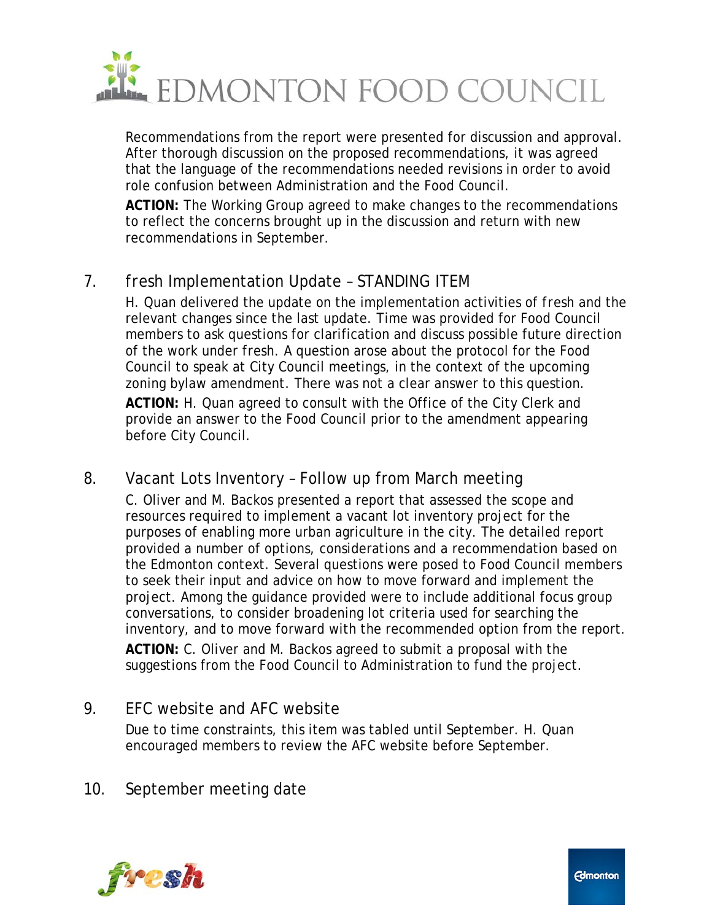Recommendations from the report were presented for discussion and approval. After thorough discussion on the proposed recommendations, it was agreed that the language of the recommendations needed revisions in order to avoid role confusion between Administration and the Food Council.

**ACTION:** The Working Group agreed to make changes to the recommendations to reflect the concerns brought up in the discussion and return with new recommendations in September.

## 7. fresh Implementation Update – STANDING ITEM

H. Quan delivered the update on the implementation activities of *fresh* and the relevant changes since the last update. Time was provided for Food Council members to ask questions for clarification and discuss possible future direction of the work under *fresh*. A question arose about the protocol for the Food Council to speak at City Council meetings, in the context of the upcoming zoning bylaw amendment. There was not a clear answer to this question.

**ACTION:** H. Quan agreed to consult with the Office of the City Clerk and provide an answer to the Food Council prior to the amendment appearing before City Council.

## 8. Vacant Lots Inventory – Follow up from March meeting

C. Oliver and M. Backos presented a report that assessed the scope and resources required to implement a vacant lot inventory project for the purposes of enabling more urban agriculture in the city. The detailed report provided a number of options, considerations and a recommendation based on the Edmonton context. Several questions were posed to Food Council members to seek their input and advice on how to move forward and implement the project. Among the guidance provided were to include additional focus group conversations, to consider broadening lot criteria used for searching the inventory, and to move forward with the recommended option from the report.

**ACTION:** C. Oliver and M. Backos agreed to submit a proposal with the suggestions from the Food Council to Administration to fund the project.

## 9. EFC website and AFC website

Due to time constraints, this item was tabled until September. H. Quan encouraged members to review the AFC website before September.

## 10. September meeting date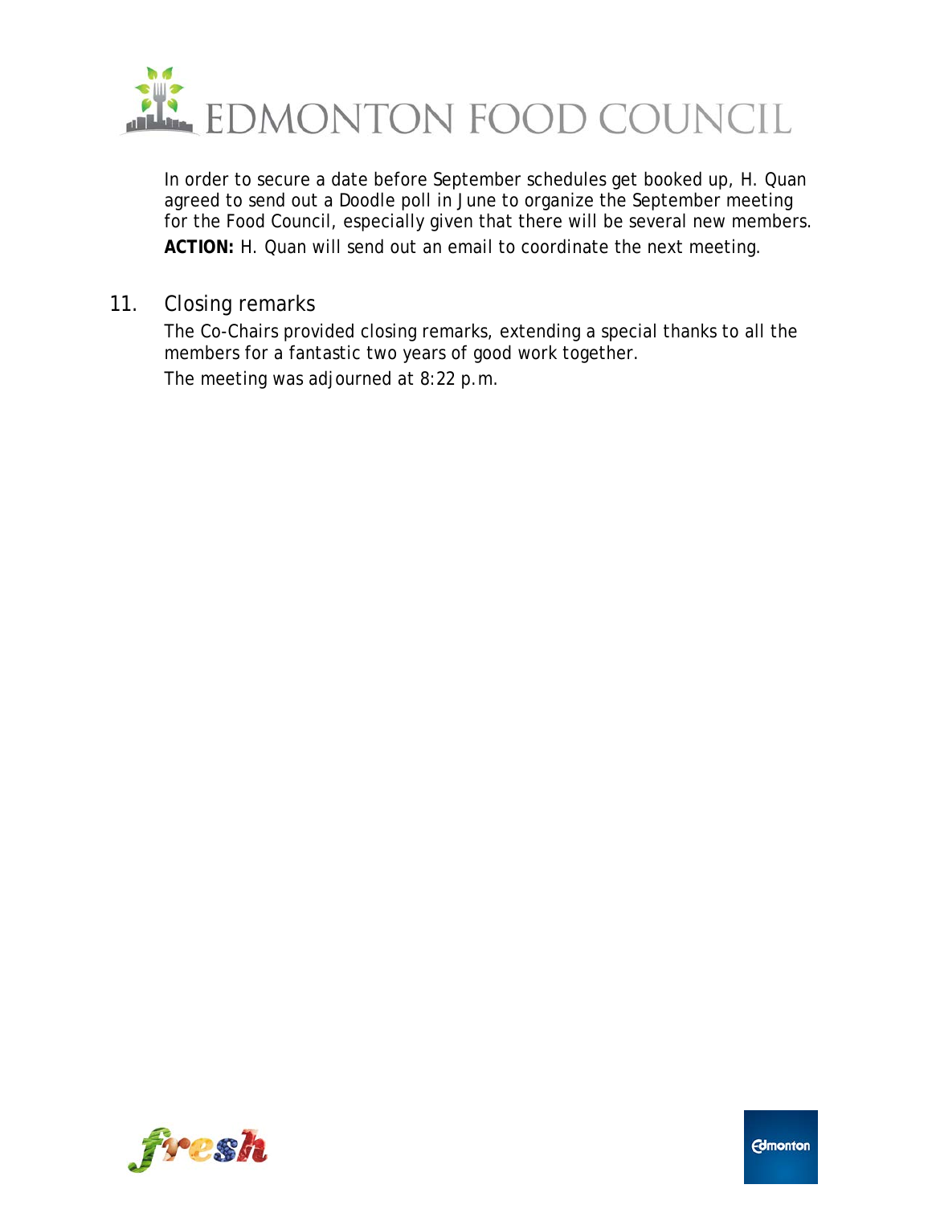In order to secure a date before September schedules get booked up, H. Quan agreed to send out a Doodle poll in June to organize the September meeting for the Food Council, especially given that there will be several new members.

**ACTION:** H. Quan will send out an email to coordinate the next meeting.

## 11. Closing remarks

The Co-Chairs provided closing remarks, extending a special thanks to all the members for a fantastic two years of good work together.

The meeting was adjourned at 8:22 p.m.